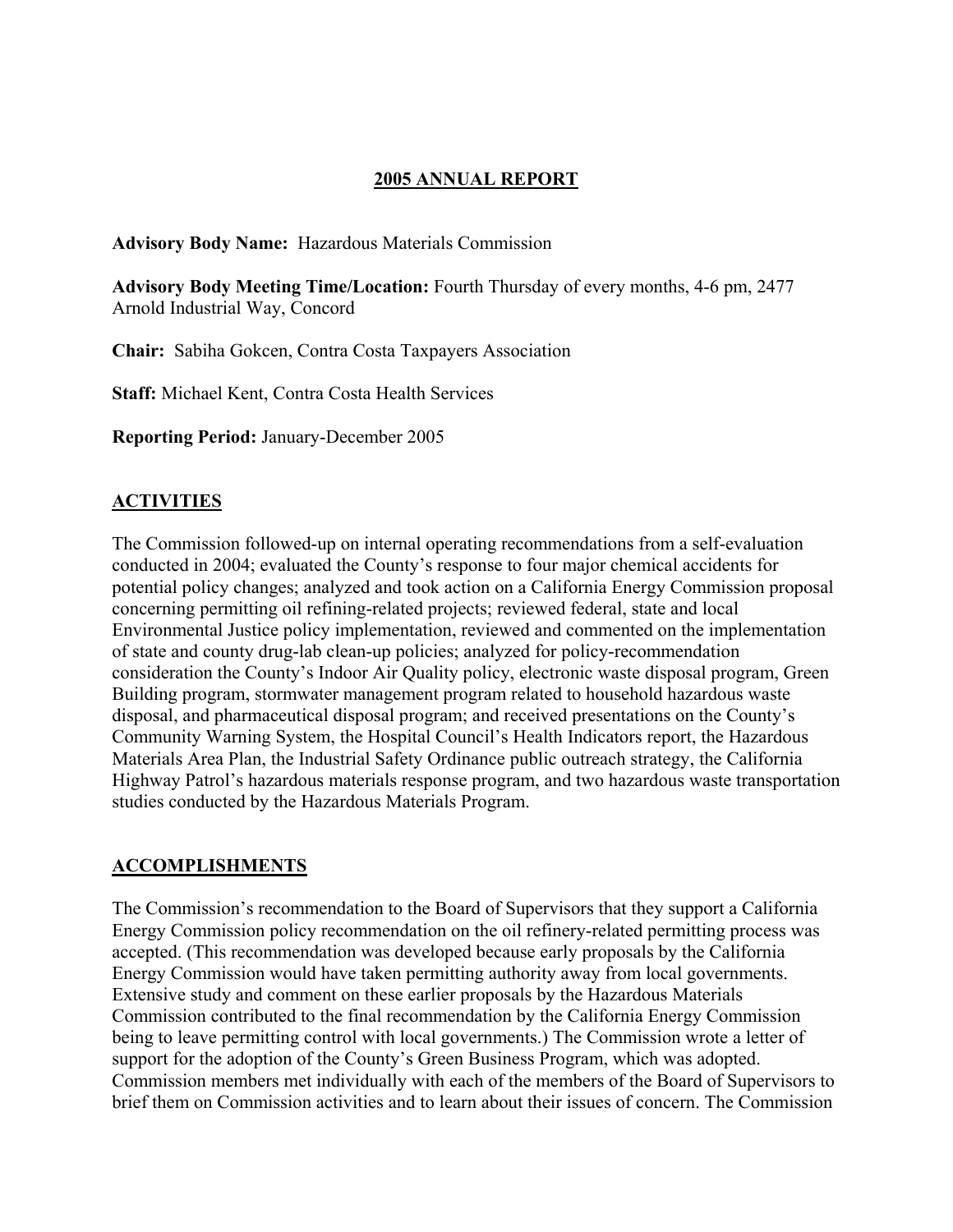# 2005 ANNUAL REPORT

**Advisory Body Name:** Hazardous Materials Commission

**Advisory Body Meeting Time/Location:** Fourth Thursday of every months, 4-6 pm, 2477 Arnold Industrial Way, Concord

**Chair:** Sabiha Gokcen, Contra Costa Taxpayers Association

**Staff:** Michael Kent, Contra Costa Health Services

**Reporting Period:** January-December 2005

## ACTIVITIES

The Commission followed-up on internal operating recommendations from a self-evaluation conducted in 2004; evaluated the County's response to four major chemical accidents for potential policy changes; analyzed and took action on a California Energy Commission proposal concerning permitting oil refining-related projects; reviewed federal, state and local Environmental Justice policy implementation, reviewed and commented on the implementation of state and county drug-lab clean-up policies; analyzed for policy-recommendation consideration the County's Indoor Air Quality policy, electronic waste disposal program, Green Building program, stormwater management program related to household hazardous waste disposal, and pharmaceutical disposal program; and received presentations on the County's Community Warning System, the Hospital Council's Health Indicators report, the Hazardous Materials Area Plan, the Industrial Safety Ordinance public outreach strategy, the California Highway Patrol's hazardous materials response program, and two hazardous waste transportation studies conducted by the Hazardous Materials Program.

## ACCOMPLISHMENTS

The Commission's recommendation to the Board of Supervisors that they support a California Energy Commission policy recommendation on the oil refinery-related permitting process was accepted. (This recommendation was developed because early proposals by the California Energy Commission would have taken permitting authority away from local governments. Extensive study and comment on these earlier proposals by the Hazardous Materials Commission contributed to the final recommendation by the California Energy Commission being to leave permitting control with local governments.) The Commission wrote a letter of support for the adoption of the County's Green Business Program, which was adopted. Commission members met individually with each of the members of the Board of Supervisors to brief them on Commission activities and to learn about their issues of concern. The Commission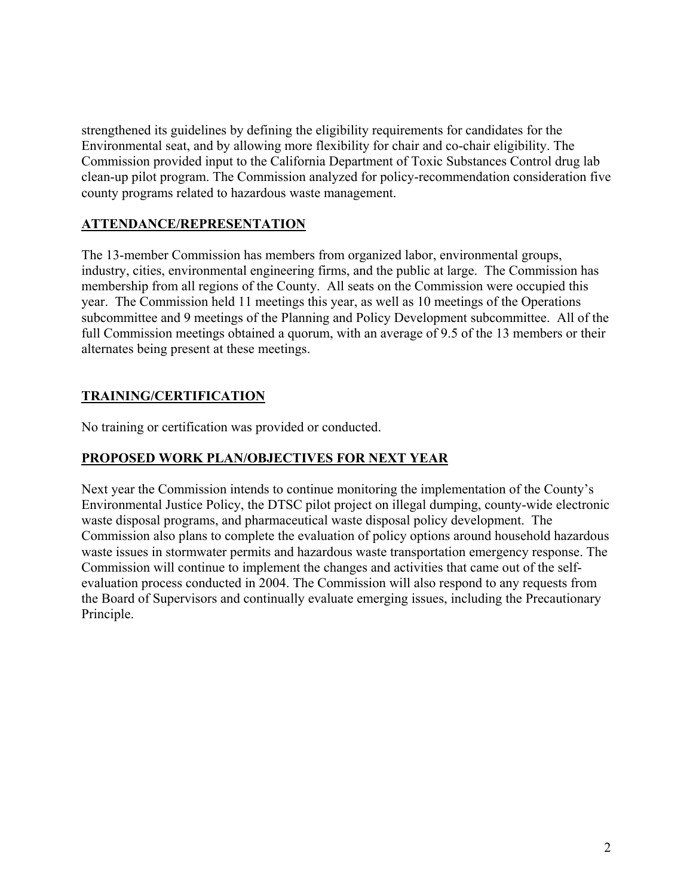strengthened its guidelines by defining the eligibility requirements for candidates for the Environmental seat, and by allowing more flexibility for chair and co-chair eligibility. The Commission provided input to the California Department of Toxic Substances Control drug lab clean-up pilot program. The Commission analyzed for policy-recommendation consideration five county programs related to hazardous waste management.

## ATTENDANCE/REPRESENTATION

The 13-member Commission has members from organized labor, environmental groups, industry, cities, environmental engineering firms, and the public at large. The Commission has membership from all regions of the County. All seats on the Commission were occupied this year. The Commission held 11 meetings this year, as well as 10 meetings of the Operations subcommittee and 9 meetings of the Planning and Policy Development subcommittee. All of the full Commission meetings obtained a quorum, with an average of 9.5 of the 13 members or their alternates being present at these meetings.

## TRAINING/CERTIFICATION

No training or certification was provided or conducted.

## PROPOSED WORK PLAN/OBJECTIVES FOR NEXT YEAR

Next year the Commission intends to continue monitoring the implementation of the County's Environmental Justice Policy, the DTSC pilot project on illegal dumping, county-wide electronic waste disposal programs, and pharmaceutical waste disposal policy development. The Commission also plans to complete the evaluation of policy options around household hazardous waste issues in stormwater permits and hazardous waste transportation emergency response. The Commission will continue to implement the changes and activities that came out of the self-evaluation process conducted in 2004. The Commission will also respond to any requests from the Board of Supervisors and continually evaluate emerging issues, including the Precautionary Principle.